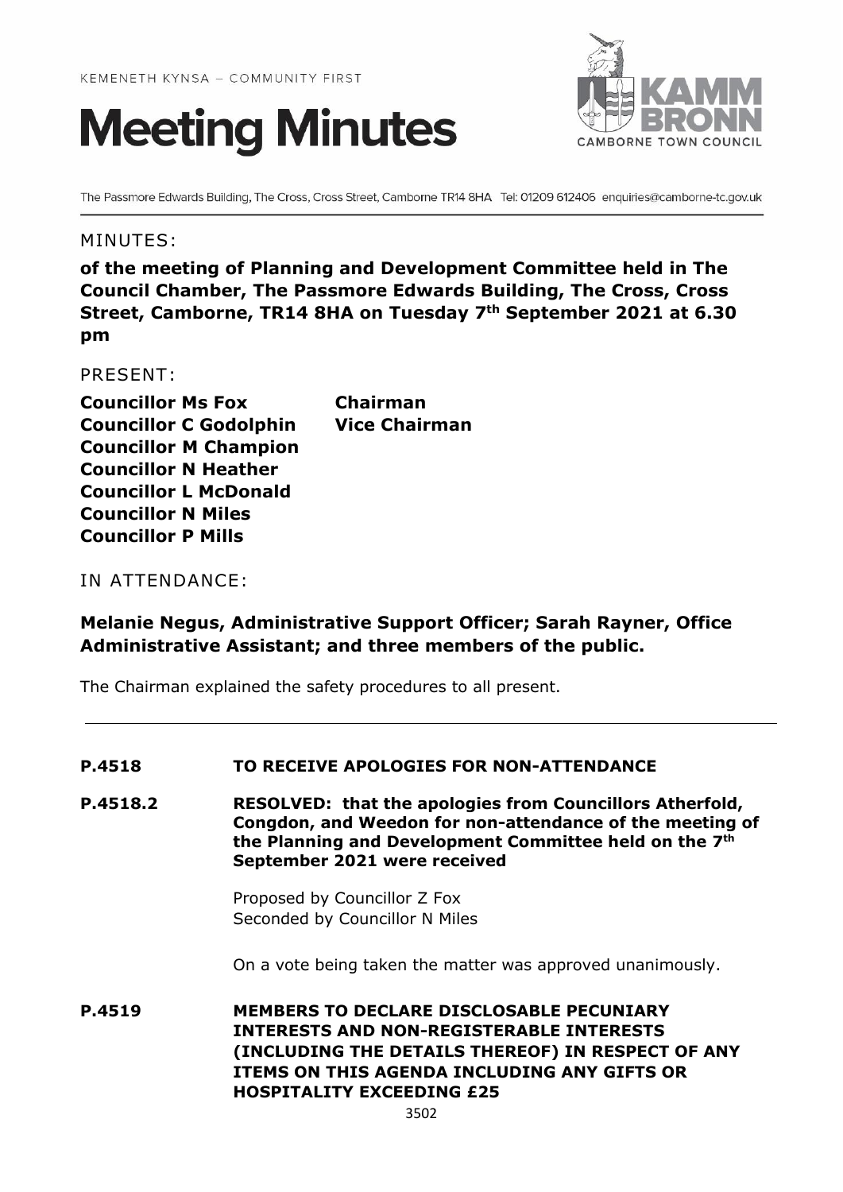KEMENETH KYNSA – COMMUNITY FIRST

# Meeting Minutes

The Passmore Edwards Building, The Cross, Cross Street, Camborne TR14 8HA Tel: 01209 612406 enquiries@camborne-tc.gov.uk

MINUTES:

**of the meeting of Planning and Development Committee held in The Council Chamber, The Passmore Edwards Building, The Cross, Cross Street, Camborne, TR14 8HA on Tuesday 7th September 2021 at 6.30 pm**

PRESENT:

| | |
|---|---|
| **Councillor Ms Fox** | **Chairman** |
| **Councillor C Godolphin** | **Vice Chairman** |
| **Councillor M Champion** | |
| **Councillor N Heather** | |
| **Councillor L McDonald** | |
| **Councillor N Miles** | |
| **Councillor P Mills** | |

IN ATTENDANCE:

**Melanie Negus, Administrative Support Officer; Sarah Rayner, Office Administrative Assistant; and three members of the public.**

The Chairman explained the safety procedures to all present.

---

**P.4518 TO RECEIVE APOLOGIES FOR NON-ATTENDANCE**

**P.4518.2 RESOLVED: that the apologies from Councillors Atherfold, Congdon, and Weedon for non-attendance of the meeting of the Planning and Development Committee held on the 7th September 2021 were received**

Proposed by Councillor Z Fox
Seconded by Councillor N Miles

On a vote being taken the matter was approved unanimously.

**P.4519 MEMBERS TO DECLARE DISCLOSABLE PECUNIARY INTERESTS AND NON-REGISTERABLE INTERESTS (INCLUDING THE DETAILS THEREOF) IN RESPECT OF ANY ITEMS ON THIS AGENDA INCLUDING ANY GIFTS OR HOSPITALITY EXCEEDING £25**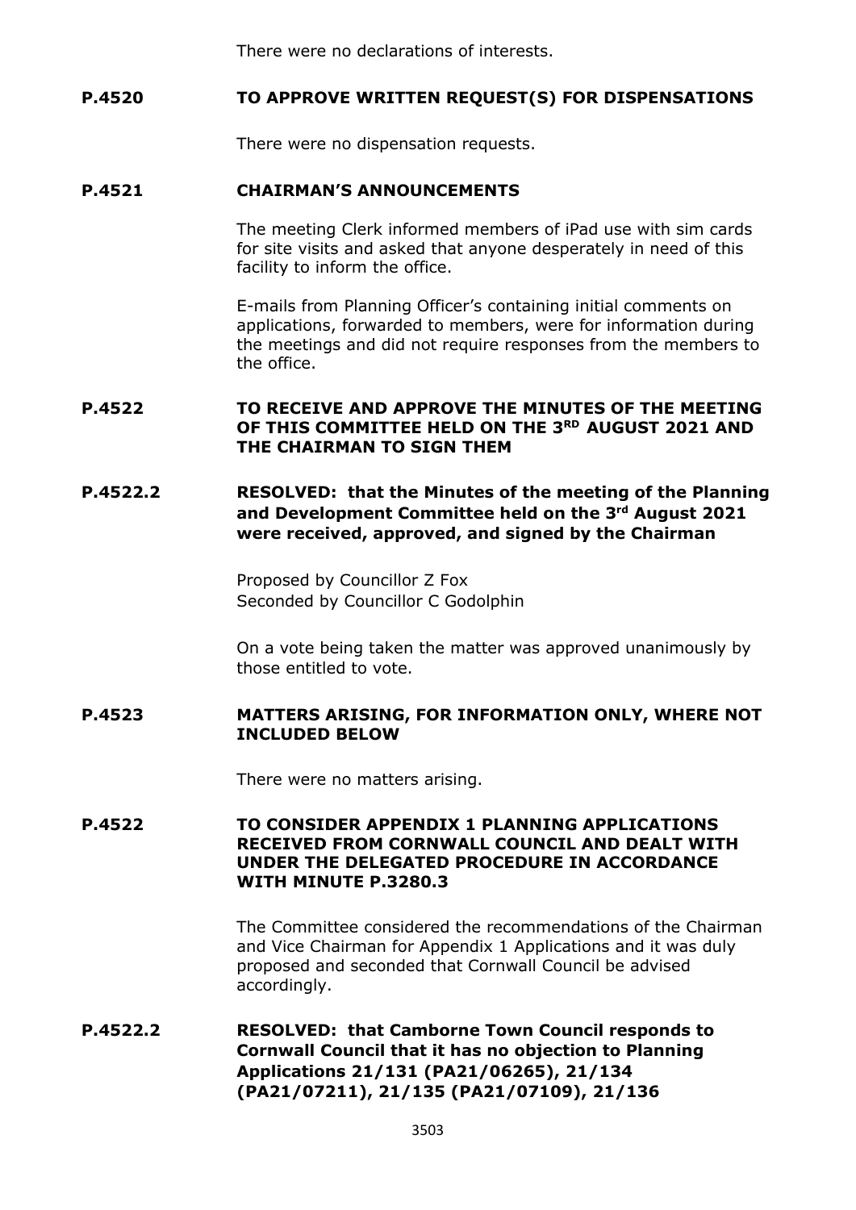There were no declarations of interests.

**P.4520 TO APPROVE WRITTEN REQUEST(S) FOR DISPENSATIONS**

There were no dispensation requests.

**P.4521 CHAIRMAN'S ANNOUNCEMENTS**

The meeting Clerk informed members of iPad use with sim cards for site visits and asked that anyone desperately in need of this facility to inform the office.

E-mails from Planning Officer's containing initial comments on applications, forwarded to members, were for information during the meetings and did not require responses from the members to the office.

**P.4522 TO RECEIVE AND APPROVE THE MINUTES OF THE MEETING OF THIS COMMITTEE HELD ON THE 3RD AUGUST 2021 AND THE CHAIRMAN TO SIGN THEM**

**P.4522.2 RESOLVED: that the Minutes of the meeting of the Planning and Development Committee held on the 3rd August 2021 were received, approved, and signed by the Chairman**

Proposed by Councillor Z Fox
Seconded by Councillor C Godolphin

On a vote being taken the matter was approved unanimously by those entitled to vote.

**P.4523 MATTERS ARISING, FOR INFORMATION ONLY, WHERE NOT INCLUDED BELOW**

There were no matters arising.

**P.4522 TO CONSIDER APPENDIX 1 PLANNING APPLICATIONS RECEIVED FROM CORNWALL COUNCIL AND DEALT WITH UNDER THE DELEGATED PROCEDURE IN ACCORDANCE WITH MINUTE P.3280.3**

The Committee considered the recommendations of the Chairman and Vice Chairman for Appendix 1 Applications and it was duly proposed and seconded that Cornwall Council be advised accordingly.

**P.4522.2 RESOLVED: that Camborne Town Council responds to Cornwall Council that it has no objection to Planning Applications 21/131 (PA21/06265), 21/134 (PA21/07211), 21/135 (PA21/07109), 21/136**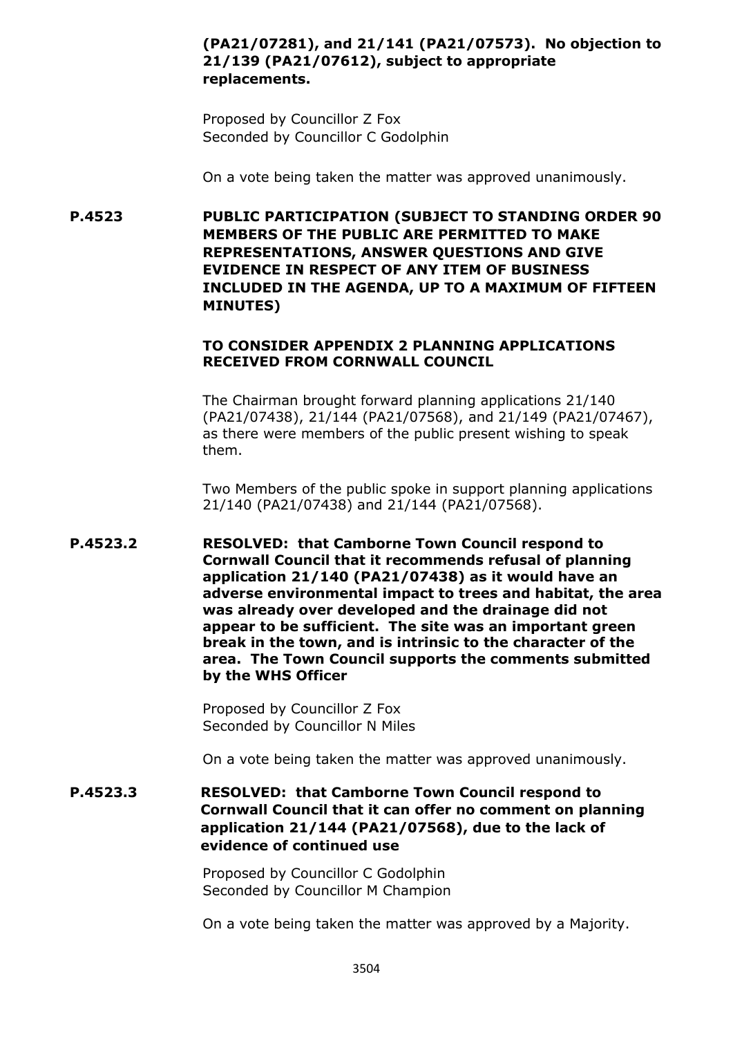**(PA21/07281), and 21/141 (PA21/07573). No objection to 21/139 (PA21/07612), subject to appropriate replacements.**

Proposed by Councillor Z Fox
Seconded by Councillor C Godolphin

On a vote being taken the matter was approved unanimously.

**P.4523 PUBLIC PARTICIPATION (SUBJECT TO STANDING ORDER 90 MEMBERS OF THE PUBLIC ARE PERMITTED TO MAKE REPRESENTATIONS, ANSWER QUESTIONS AND GIVE EVIDENCE IN RESPECT OF ANY ITEM OF BUSINESS INCLUDED IN THE AGENDA, UP TO A MAXIMUM OF FIFTEEN MINUTES)**

**TO CONSIDER APPENDIX 2 PLANNING APPLICATIONS RECEIVED FROM CORNWALL COUNCIL**

The Chairman brought forward planning applications 21/140 (PA21/07438), 21/144 (PA21/07568), and 21/149 (PA21/07467), as there were members of the public present wishing to speak them.

Two Members of the public spoke in support planning applications 21/140 (PA21/07438) and 21/144 (PA21/07568).

**P.4523.2 RESOLVED: that Camborne Town Council respond to Cornwall Council that it recommends refusal of planning application 21/140 (PA21/07438) as it would have an adverse environmental impact to trees and habitat, the area was already over developed and the drainage did not appear to be sufficient. The site was an important green break in the town, and is intrinsic to the character of the area. The Town Council supports the comments submitted by the WHS Officer**

Proposed by Councillor Z Fox
Seconded by Councillor N Miles

On a vote being taken the matter was approved unanimously.

**P.4523.3 RESOLVED: that Camborne Town Council respond to Cornwall Council that it can offer no comment on planning application 21/144 (PA21/07568), due to the lack of evidence of continued use**

Proposed by Councillor C Godolphin
Seconded by Councillor M Champion

On a vote being taken the matter was approved by a Majority.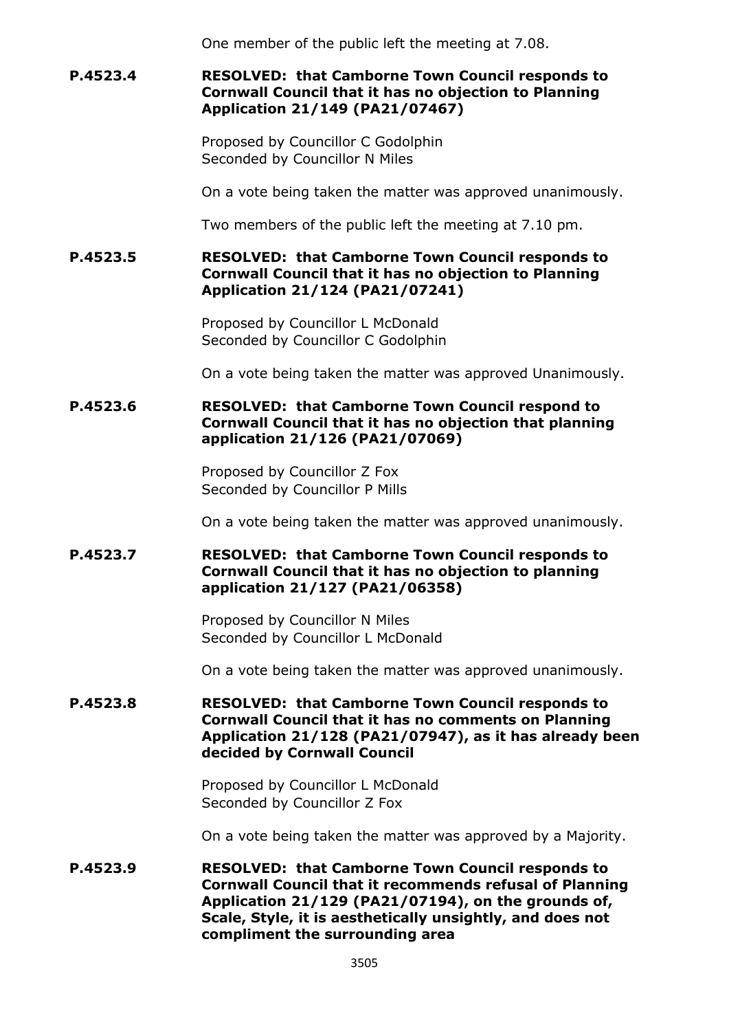One member of the public left the meeting at 7.08.

**P.4523.4** **RESOLVED: that Camborne Town Council responds to Cornwall Council that it has no objection to Planning Application 21/149 (PA21/07467)**

Proposed by Councillor C Godolphin
Seconded by Councillor N Miles

On a vote being taken the matter was approved unanimously.

Two members of the public left the meeting at 7.10 pm.

**P.4523.5** **RESOLVED: that Camborne Town Council responds to Cornwall Council that it has no objection to Planning Application 21/124 (PA21/07241)**

Proposed by Councillor L McDonald
Seconded by Councillor C Godolphin

On a vote being taken the matter was approved Unanimously.

**P.4523.6** **RESOLVED: that Camborne Town Council respond to Cornwall Council that it has no objection that planning application 21/126 (PA21/07069)**

Proposed by Councillor Z Fox
Seconded by Councillor P Mills

On a vote being taken the matter was approved unanimously.

**P.4523.7** **RESOLVED: that Camborne Town Council responds to Cornwall Council that it has no objection to planning application 21/127 (PA21/06358)**

Proposed by Councillor N Miles
Seconded by Councillor L McDonald

On a vote being taken the matter was approved unanimously.

**P.4523.8** **RESOLVED: that Camborne Town Council responds to Cornwall Council that it has no comments on Planning Application 21/128 (PA21/07947), as it has already been decided by Cornwall Council**

Proposed by Councillor L McDonald
Seconded by Councillor Z Fox

On a vote being taken the matter was approved by a Majority.

**P.4523.9** **RESOLVED: that Camborne Town Council responds to Cornwall Council that it recommends refusal of Planning Application 21/129 (PA21/07194), on the grounds of, Scale, Style, it is aesthetically unsightly, and does not compliment the surrounding area**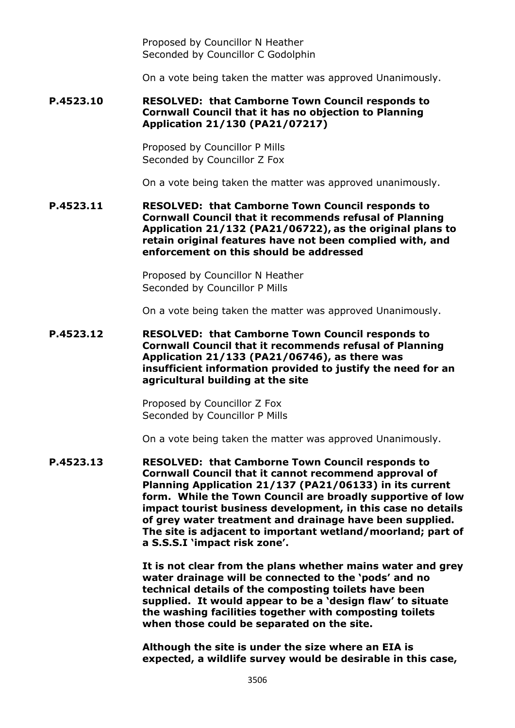Proposed by Councillor N Heather
Seconded by Councillor C Godolphin

On a vote being taken the matter was approved Unanimously.

**P.4523.10 RESOLVED: that Camborne Town Council responds to Cornwall Council that it has no objection to Planning Application 21/130 (PA21/07217)**

Proposed by Councillor P Mills
Seconded by Councillor Z Fox

On a vote being taken the matter was approved unanimously.

**P.4523.11 RESOLVED: that Camborne Town Council responds to Cornwall Council that it recommends refusal of Planning Application 21/132 (PA21/06722), as the original plans to retain original features have not been complied with, and enforcement on this should be addressed**

Proposed by Councillor N Heather
Seconded by Councillor P Mills

On a vote being taken the matter was approved Unanimously.

**P.4523.12 RESOLVED: that Camborne Town Council responds to Cornwall Council that it recommends refusal of Planning Application 21/133 (PA21/06746), as there was insufficient information provided to justify the need for an agricultural building at the site**

Proposed by Councillor Z Fox
Seconded by Councillor P Mills

On a vote being taken the matter was approved Unanimously.

**P.4523.13 RESOLVED: that Camborne Town Council responds to Cornwall Council that it cannot recommend approval of Planning Application 21/137 (PA21/06133) in its current form. While the Town Council are broadly supportive of low impact tourist business development, in this case no details of grey water treatment and drainage have been supplied. The site is adjacent to important wetland/moorland; part of a S.S.S.I 'impact risk zone'.**

**It is not clear from the plans whether mains water and grey water drainage will be connected to the 'pods' and no technical details of the composting toilets have been supplied. It would appear to be a 'design flaw' to situate the washing facilities together with composting toilets when those could be separated on the site.**

**Although the site is under the size where an EIA is expected, a wildlife survey would be desirable in this case,**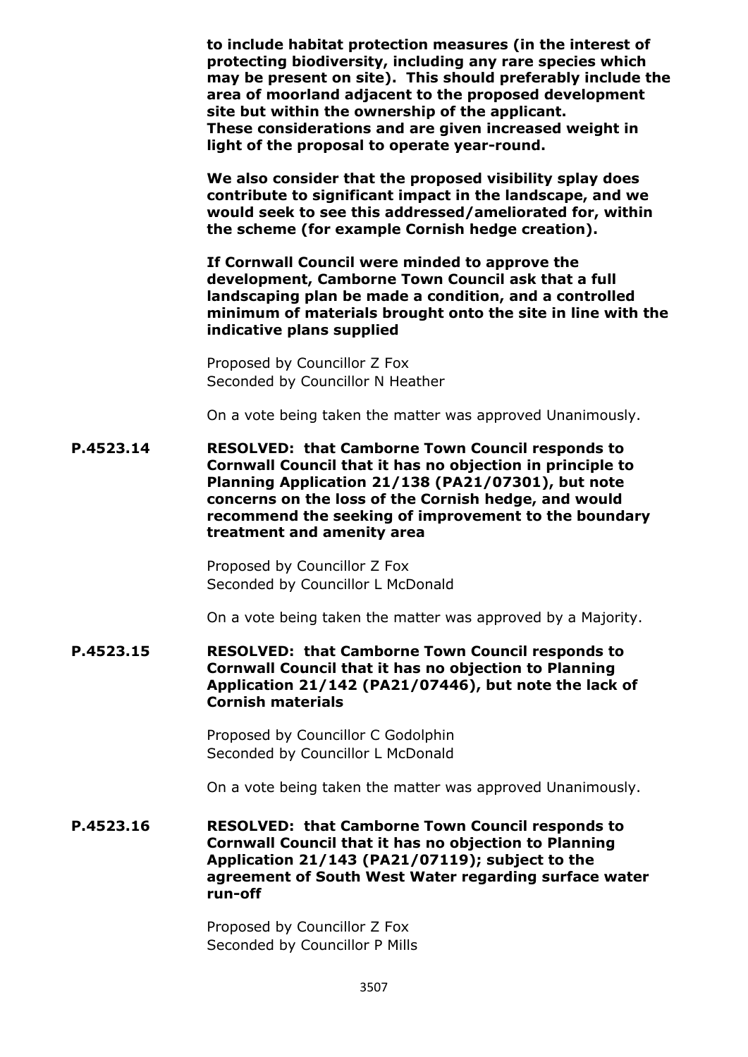**to include habitat protection measures (in the interest of protecting biodiversity, including any rare species which may be present on site). This should preferably include the area of moorland adjacent to the proposed development site but within the ownership of the applicant. These considerations and are given increased weight in light of the proposal to operate year-round.**

**We also consider that the proposed visibility splay does contribute to significant impact in the landscape, and we would seek to see this addressed/ameliorated for, within the scheme (for example Cornish hedge creation).**

**If Cornwall Council were minded to approve the development, Camborne Town Council ask that a full landscaping plan be made a condition, and a controlled minimum of materials brought onto the site in line with the indicative plans supplied**

Proposed by Councillor Z Fox
Seconded by Councillor N Heather

On a vote being taken the matter was approved Unanimously.

**P.4523.14 RESOLVED: that Camborne Town Council responds to Cornwall Council that it has no objection in principle to Planning Application 21/138 (PA21/07301), but note concerns on the loss of the Cornish hedge, and would recommend the seeking of improvement to the boundary treatment and amenity area**

Proposed by Councillor Z Fox
Seconded by Councillor L McDonald

On a vote being taken the matter was approved by a Majority.

**P.4523.15 RESOLVED: that Camborne Town Council responds to Cornwall Council that it has no objection to Planning Application 21/142 (PA21/07446), but note the lack of Cornish materials**

Proposed by Councillor C Godolphin
Seconded by Councillor L McDonald

On a vote being taken the matter was approved Unanimously.

**P.4523.16 RESOLVED: that Camborne Town Council responds to Cornwall Council that it has no objection to Planning Application 21/143 (PA21/07119); subject to the agreement of South West Water regarding surface water run-off**

Proposed by Councillor Z Fox
Seconded by Councillor P Mills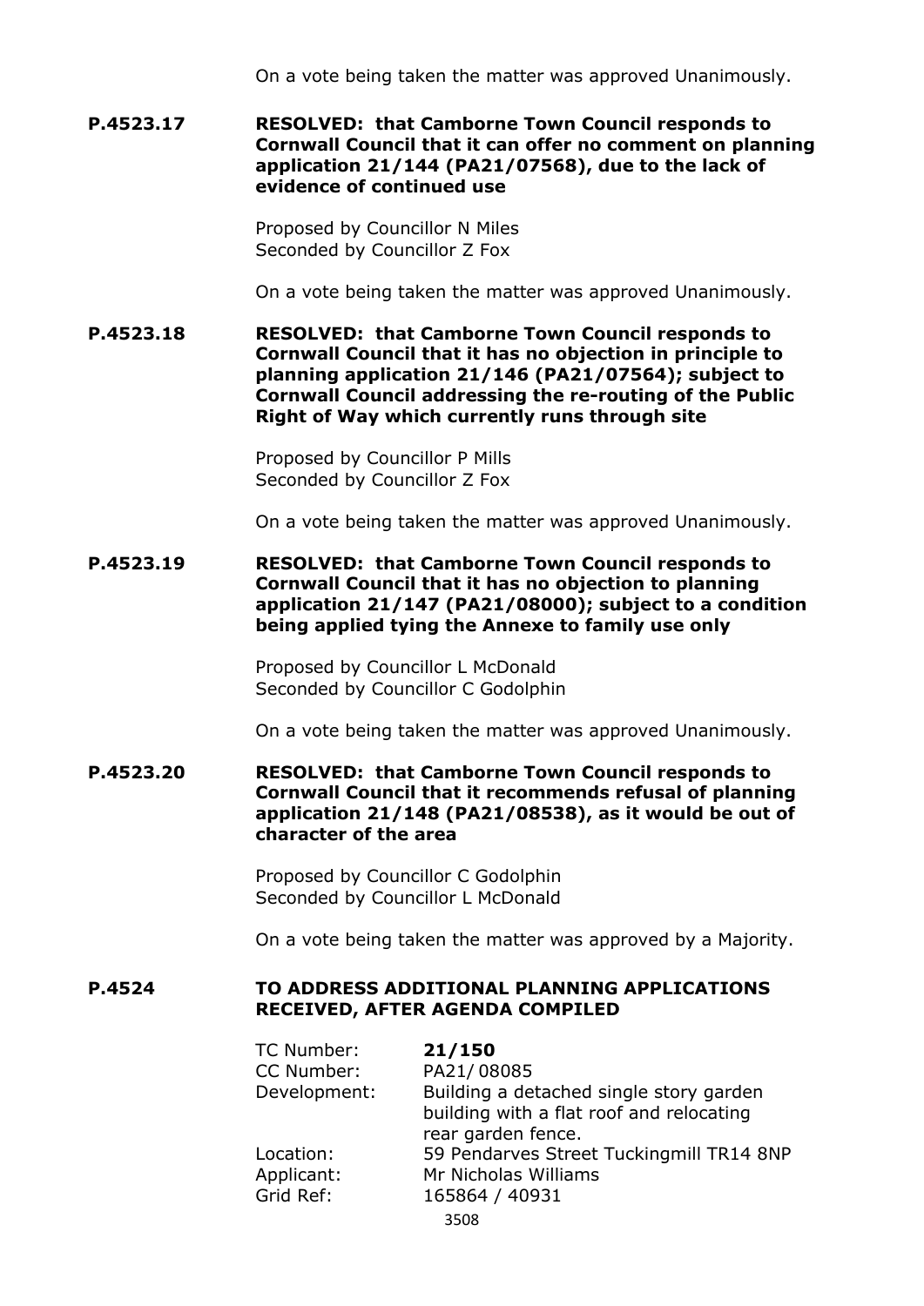On a vote being taken the matter was approved Unanimously.

**P.4523.17 RESOLVED: that Camborne Town Council responds to Cornwall Council that it can offer no comment on planning application 21/144 (PA21/07568), due to the lack of evidence of continued use**

Proposed by Councillor N Miles
Seconded by Councillor Z Fox

On a vote being taken the matter was approved Unanimously.

**P.4523.18 RESOLVED: that Camborne Town Council responds to Cornwall Council that it has no objection in principle to planning application 21/146 (PA21/07564); subject to Cornwall Council addressing the re-routing of the Public Right of Way which currently runs through site**

Proposed by Councillor P Mills
Seconded by Councillor Z Fox

On a vote being taken the matter was approved Unanimously.

**P.4523.19 RESOLVED: that Camborne Town Council responds to Cornwall Council that it has no objection to planning application 21/147 (PA21/08000); subject to a condition being applied tying the Annexe to family use only**

Proposed by Councillor L McDonald
Seconded by Councillor C Godolphin

On a vote being taken the matter was approved Unanimously.

**P.4523.20 RESOLVED: that Camborne Town Council responds to Cornwall Council that it recommends refusal of planning application 21/148 (PA21/08538), as it would be out of character of the area**

Proposed by Councillor C Godolphin
Seconded by Councillor L McDonald

On a vote being taken the matter was approved by a Majority.

## P.4524 TO ADDRESS ADDITIONAL PLANNING APPLICATIONS RECEIVED, AFTER AGENDA COMPILED

TC Number: **21/150**
CC Number: PA21/ 08085
Development: Building a detached single story garden building with a flat roof and relocating rear garden fence.
Location: 59 Pendarves Street Tuckingmill TR14 8NP
Applicant: Mr Nicholas Williams
Grid Ref: 165864 / 40931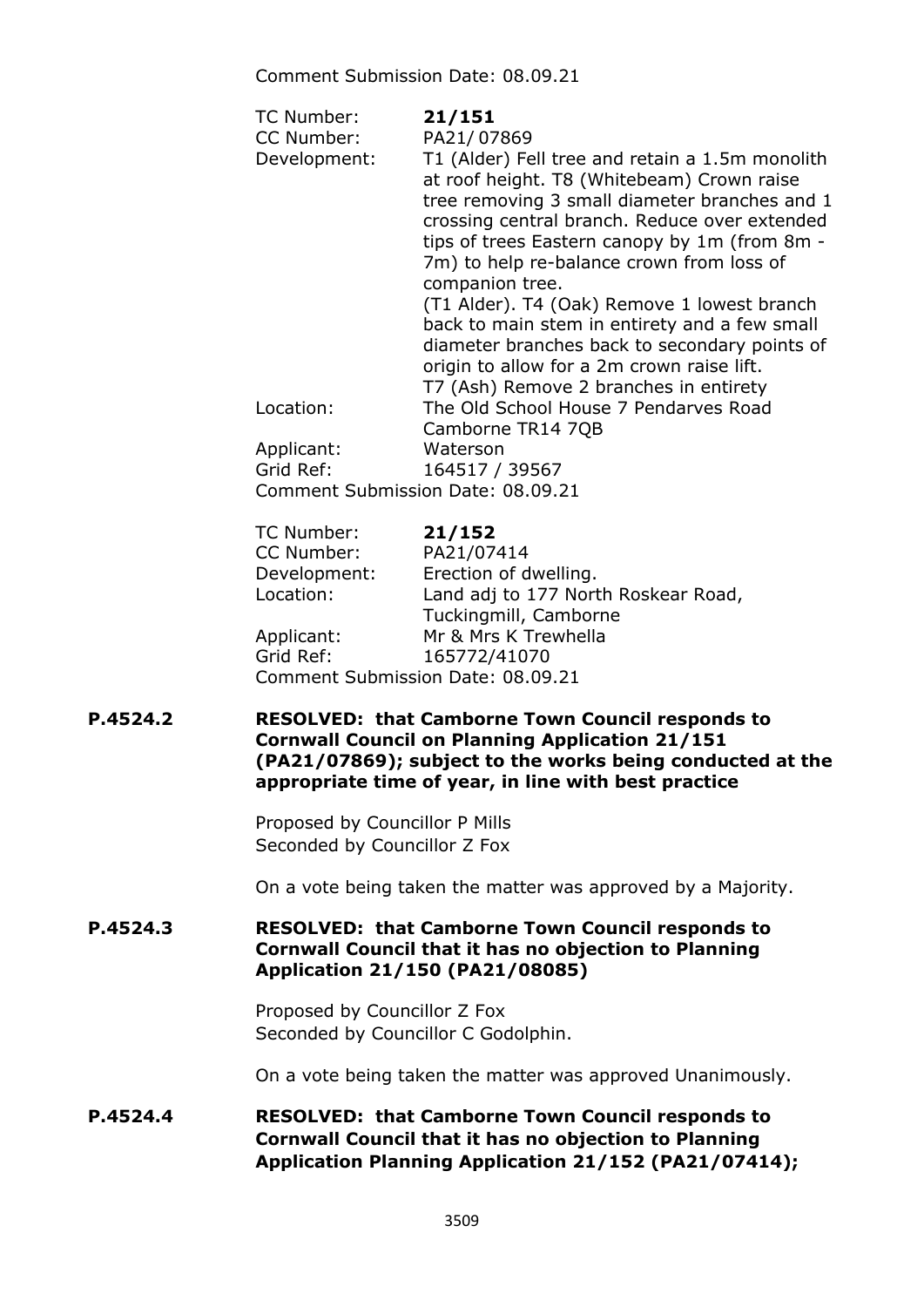Comment Submission Date: 08.09.21

TC Number: **21/151**
CC Number: PA21/ 07869
Development: T1 (Alder) Fell tree and retain a 1.5m monolith at roof height. T8 (Whitebeam) Crown raise tree removing 3 small diameter branches and 1 crossing central branch. Reduce over extended tips of trees Eastern canopy by 1m (from 8m - 7m) to help re-balance crown from loss of companion tree.
(T1 Alder). T4 (Oak) Remove 1 lowest branch back to main stem in entirety and a few small diameter branches back to secondary points of origin to allow for a 2m crown raise lift.
T7 (Ash) Remove 2 branches in entirety
Location: The Old School House 7 Pendarves Road Camborne TR14 7QB
Applicant: Waterson
Grid Ref: 164517 / 39567
Comment Submission Date: 08.09.21

TC Number: **21/152**
CC Number: PA21/07414
Development: Erection of dwelling.
Location: Land adj to 177 North Roskear Road, Tuckingmill, Camborne
Applicant: Mr & Mrs K Trewhella
Grid Ref: 165772/41070
Comment Submission Date: 08.09.21

**P.4524.2** **RESOLVED: that Camborne Town Council responds to Cornwall Council on Planning Application 21/151 (PA21/07869); subject to the works being conducted at the appropriate time of year, in line with best practice**

Proposed by Councillor P Mills
Seconded by Councillor Z Fox

On a vote being taken the matter was approved by a Majority.

**P.4524.3** **RESOLVED: that Camborne Town Council responds to Cornwall Council that it has no objection to Planning Application 21/150 (PA21/08085)**

Proposed by Councillor Z Fox
Seconded by Councillor C Godolphin.

On a vote being taken the matter was approved Unanimously.

**P.4524.4** **RESOLVED: that Camborne Town Council responds to Cornwall Council that it has no objection to Planning Application Planning Application 21/152 (PA21/07414);**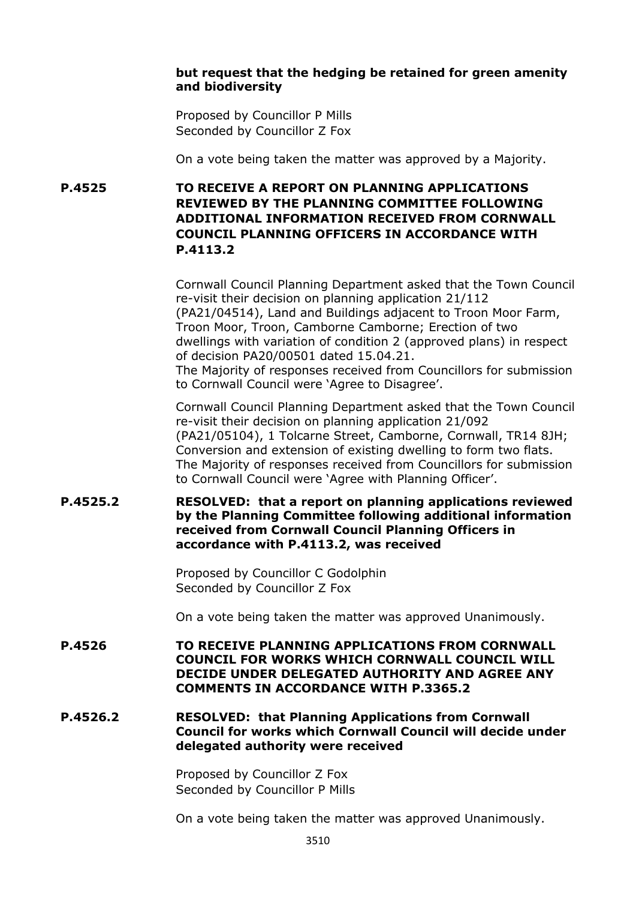**but request that the hedging be retained for green amenity and biodiversity**

Proposed by Councillor P Mills
Seconded by Councillor Z Fox

On a vote being taken the matter was approved by a Majority.

**P.4525 TO RECEIVE A REPORT ON PLANNING APPLICATIONS REVIEWED BY THE PLANNING COMMITTEE FOLLOWING ADDITIONAL INFORMATION RECEIVED FROM CORNWALL COUNCIL PLANNING OFFICERS IN ACCORDANCE WITH P.4113.2**

Cornwall Council Planning Department asked that the Town Council re-visit their decision on planning application 21/112 (PA21/04514), Land and Buildings adjacent to Troon Moor Farm, Troon Moor, Troon, Camborne Camborne; Erection of two dwellings with variation of condition 2 (approved plans) in respect of decision PA20/00501 dated 15.04.21.
The Majority of responses received from Councillors for submission to Cornwall Council were 'Agree to Disagree'.

Cornwall Council Planning Department asked that the Town Council re-visit their decision on planning application 21/092 (PA21/05104), 1 Tolcarne Street, Camborne, Cornwall, TR14 8JH; Conversion and extension of existing dwelling to form two flats.
The Majority of responses received from Councillors for submission to Cornwall Council were 'Agree with Planning Officer'.

**P.4525.2 RESOLVED: that a report on planning applications reviewed by the Planning Committee following additional information received from Cornwall Council Planning Officers in accordance with P.4113.2, was received**

Proposed by Councillor C Godolphin
Seconded by Councillor Z Fox

On a vote being taken the matter was approved Unanimously.

**P.4526 TO RECEIVE PLANNING APPLICATIONS FROM CORNWALL COUNCIL FOR WORKS WHICH CORNWALL COUNCIL WILL DECIDE UNDER DELEGATED AUTHORITY AND AGREE ANY COMMENTS IN ACCORDANCE WITH P.3365.2**

**P.4526.2 RESOLVED: that Planning Applications from Cornwall Council for works which Cornwall Council will decide under delegated authority were received**

Proposed by Councillor Z Fox
Seconded by Councillor P Mills

On a vote being taken the matter was approved Unanimously.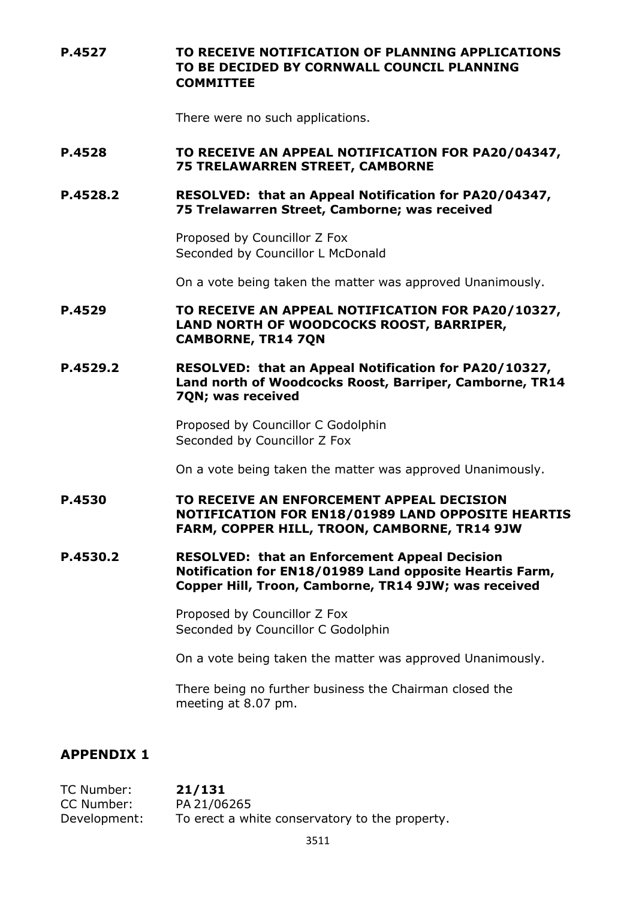**P.4527 TO RECEIVE NOTIFICATION OF PLANNING APPLICATIONS TO BE DECIDED BY CORNWALL COUNCIL PLANNING COMMITTEE**

There were no such applications.

**P.4528 TO RECEIVE AN APPEAL NOTIFICATION FOR PA20/04347, 75 TRELAWARREN STREET, CAMBORNE**

**P.4528.2 RESOLVED: that an Appeal Notification for PA20/04347, 75 Trelawarren Street, Camborne; was received**

Proposed by Councillor Z Fox
Seconded by Councillor L McDonald

On a vote being taken the matter was approved Unanimously.

**P.4529 TO RECEIVE AN APPEAL NOTIFICATION FOR PA20/10327, LAND NORTH OF WOODCOCKS ROOST, BARRIPER, CAMBORNE, TR14 7QN**

**P.4529.2 RESOLVED: that an Appeal Notification for PA20/10327, Land north of Woodcocks Roost, Barriper, Camborne, TR14 7QN; was received**

Proposed by Councillor C Godolphin
Seconded by Councillor Z Fox

On a vote being taken the matter was approved Unanimously.

**P.4530 TO RECEIVE AN ENFORCEMENT APPEAL DECISION NOTIFICATION FOR EN18/01989 LAND OPPOSITE HEARTIS FARM, COPPER HILL, TROON, CAMBORNE, TR14 9JW**

**P.4530.2 RESOLVED: that an Enforcement Appeal Decision Notification for EN18/01989 Land opposite Heartis Farm, Copper Hill, Troon, Camborne, TR14 9JW; was received**

Proposed by Councillor Z Fox
Seconded by Councillor C Godolphin

On a vote being taken the matter was approved Unanimously.

There being no further business the Chairman closed the meeting at 8.07 pm.

## APPENDIX 1

TC Number: **21/131**
CC Number: PA 21/06265
Development: To erect a white conservatory to the property.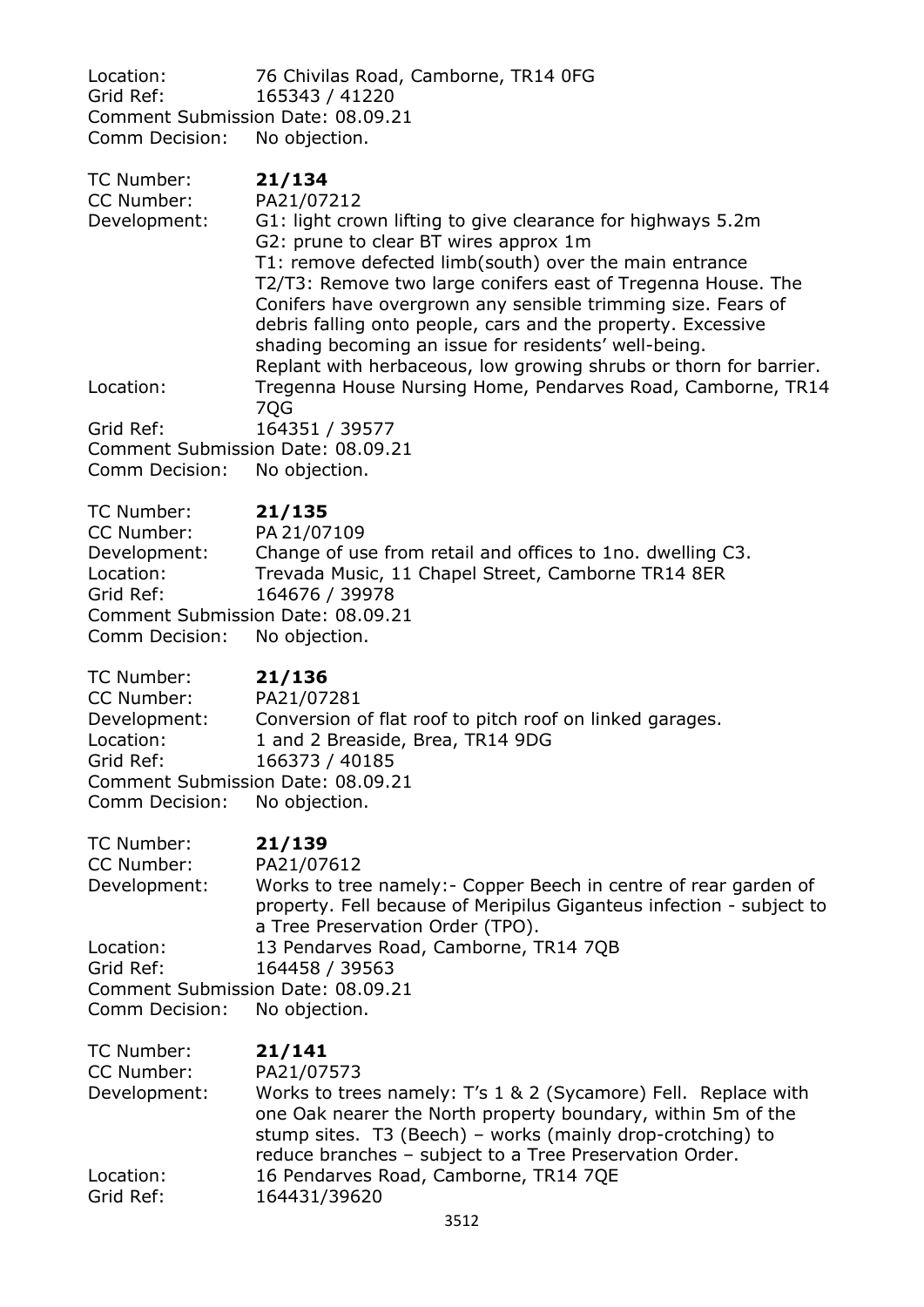Location: 76 Chivilas Road, Camborne, TR14 0FG
Grid Ref: 165343 / 41220
Comment Submission Date: 08.09.21
Comm Decision: No objection.

TC Number: **21/134**
CC Number: PA21/07212
Development: G1: light crown lifting to give clearance for highways 5.2m
G2: prune to clear BT wires approx 1m
T1: remove defected limb(south) over the main entrance
T2/T3: Remove two large conifers east of Tregenna House. The Conifers have overgrown any sensible trimming size. Fears of debris falling onto people, cars and the property. Excessive shading becoming an issue for residents' well-being.
Replant with herbaceous, low growing shrubs or thorn for barrier.
Location: Tregenna House Nursing Home, Pendarves Road, Camborne, TR14 7QG
Grid Ref: 164351 / 39577
Comment Submission Date: 08.09.21
Comm Decision: No objection.

TC Number: **21/135**
CC Number: PA 21/07109
Development: Change of use from retail and offices to 1no. dwelling C3.
Location: Trevada Music, 11 Chapel Street, Camborne TR14 8ER
Grid Ref: 164676 / 39978
Comment Submission Date: 08.09.21
Comm Decision: No objection.

TC Number: **21/136**
CC Number: PA21/07281
Development: Conversion of flat roof to pitch roof on linked garages.
Location: 1 and 2 Breaside, Brea, TR14 9DG
Grid Ref: 166373 / 40185
Comment Submission Date: 08.09.21
Comm Decision: No objection.

TC Number: **21/139**
CC Number: PA21/07612
Development: Works to tree namely:- Copper Beech in centre of rear garden of property. Fell because of Meripilus Giganteus infection - subject to a Tree Preservation Order (TPO).
Location: 13 Pendarves Road, Camborne, TR14 7QB
Grid Ref: 164458 / 39563
Comment Submission Date: 08.09.21
Comm Decision: No objection.

TC Number: **21/141**
CC Number: PA21/07573
Development: Works to trees namely: T's 1 & 2 (Sycamore) Fell. Replace with one Oak nearer the North property boundary, within 5m of the stump sites. T3 (Beech) – works (mainly drop-crotching) to reduce branches – subject to a Tree Preservation Order.
Location: 16 Pendarves Road, Camborne, TR14 7QE
Grid Ref: 164431/39620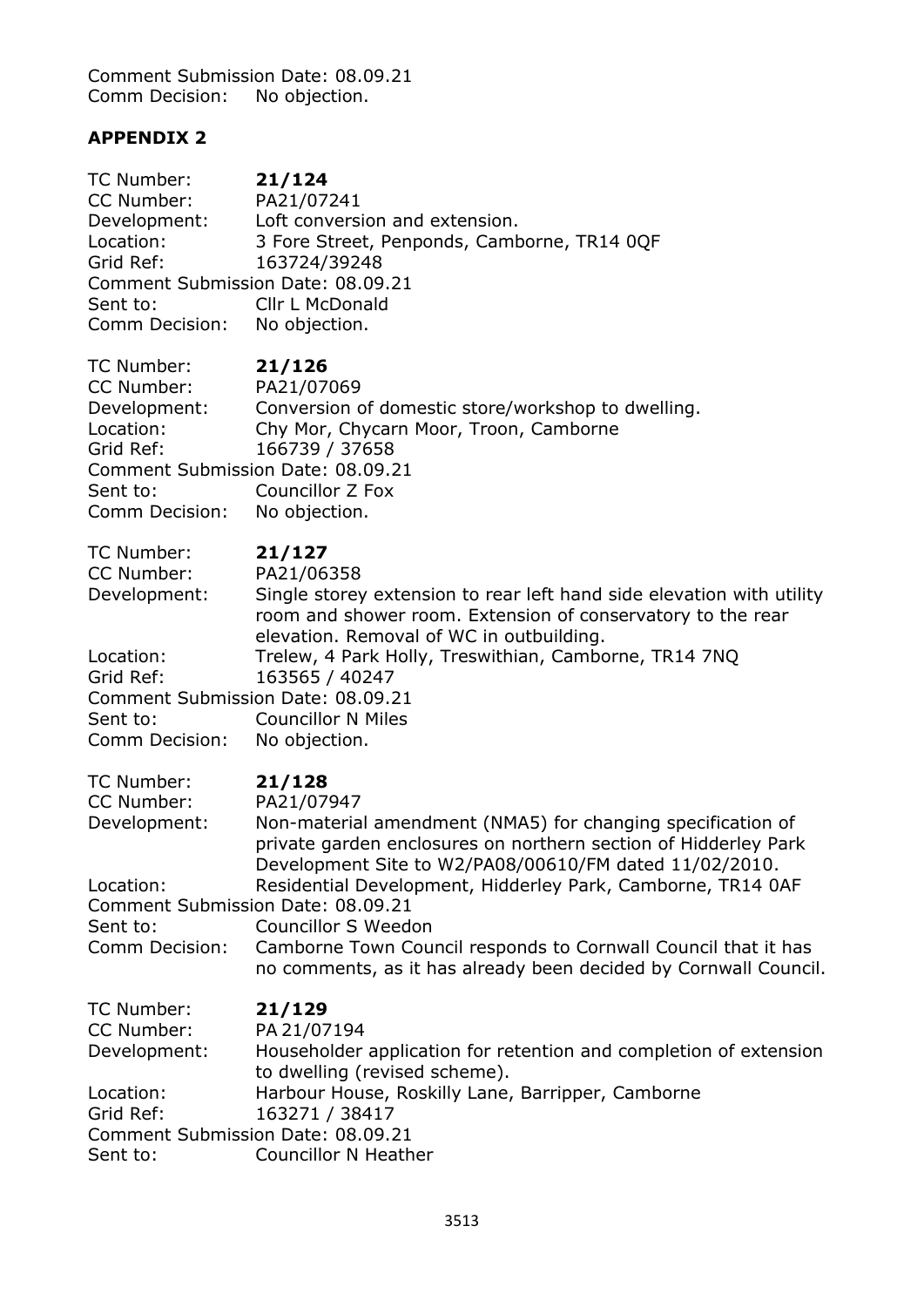Comment Submission Date: 08.09.21
Comm Decision: No objection.

## APPENDIX 2

TC Number: **21/124**
CC Number: PA21/07241
Development: Loft conversion and extension.
Location: 3 Fore Street, Penponds, Camborne, TR14 0QF
Grid Ref: 163724/39248
Comment Submission Date: 08.09.21
Sent to: Cllr L McDonald
Comm Decision: No objection.

TC Number: **21/126**
CC Number: PA21/07069
Development: Conversion of domestic store/workshop to dwelling.
Location: Chy Mor, Chycarn Moor, Troon, Camborne
Grid Ref: 166739 / 37658
Comment Submission Date: 08.09.21
Sent to: Councillor Z Fox
Comm Decision: No objection.

TC Number: **21/127**
CC Number: PA21/06358
Development: Single storey extension to rear left hand side elevation with utility room and shower room. Extension of conservatory to the rear elevation. Removal of WC in outbuilding.
Location: Trelew, 4 Park Holly, Treswithian, Camborne, TR14 7NQ
Grid Ref: 163565 / 40247
Comment Submission Date: 08.09.21
Sent to: Councillor N Miles
Comm Decision: No objection.

TC Number: **21/128**
CC Number: PA21/07947
Development: Non-material amendment (NMA5) for changing specification of private garden enclosures on northern section of Hidderley Park Development Site to W2/PA08/00610/FM dated 11/02/2010.
Location: Residential Development, Hidderley Park, Camborne, TR14 0AF
Comment Submission Date: 08.09.21
Sent to: Councillor S Weedon
Comm Decision: Camborne Town Council responds to Cornwall Council that it has no comments, as it has already been decided by Cornwall Council.

TC Number: **21/129**
CC Number: PA 21/07194
Development: Householder application for retention and completion of extension to dwelling (revised scheme).
Location: Harbour House, Roskilly Lane, Barripper, Camborne
Grid Ref: 163271 / 38417
Comment Submission Date: 08.09.21
Sent to: Councillor N Heather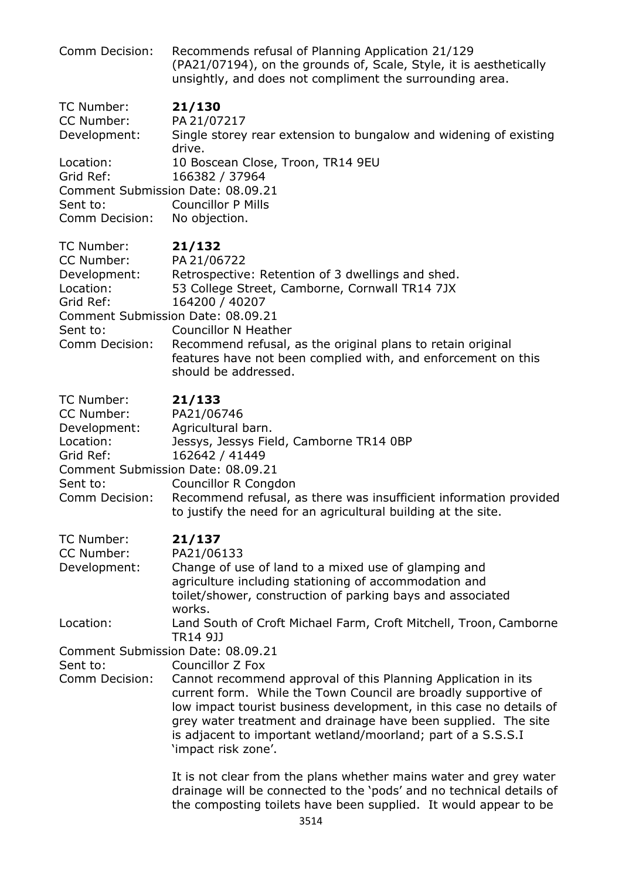Comm Decision: Recommends refusal of Planning Application 21/129 (PA21/07194), on the grounds of, Scale, Style, it is aesthetically unsightly, and does not compliment the surrounding area.

TC Number: **21/130**
CC Number: PA 21/07217
Development: Single storey rear extension to bungalow and widening of existing drive.
Location: 10 Boscean Close, Troon, TR14 9EU
Grid Ref: 166382 / 37964
Comment Submission Date: 08.09.21
Sent to: Councillor P Mills
Comm Decision: No objection.

TC Number: **21/132**
CC Number: PA 21/06722
Development: Retrospective: Retention of 3 dwellings and shed.
Location: 53 College Street, Camborne, Cornwall TR14 7JX
Grid Ref: 164200 / 40207
Comment Submission Date: 08.09.21
Sent to: Councillor N Heather
Comm Decision: Recommend refusal, as the original plans to retain original features have not been complied with, and enforcement on this should be addressed.

TC Number: **21/133**
CC Number: PA21/06746
Development: Agricultural barn.
Location: Jessys, Jessys Field, Camborne TR14 0BP
Grid Ref: 162642 / 41449
Comment Submission Date: 08.09.21
Sent to: Councillor R Congdon
Comm Decision: Recommend refusal, as there was insufficient information provided to justify the need for an agricultural building at the site.

TC Number: **21/137**
CC Number: PA21/06133
Development: Change of use of land to a mixed use of glamping and agriculture including stationing of accommodation and toilet/shower, construction of parking bays and associated works.
Location: Land South of Croft Michael Farm, Croft Mitchell, Troon, Camborne TR14 9JJ
Comment Submission Date: 08.09.21
Sent to: Councillor Z Fox
Comm Decision: Cannot recommend approval of this Planning Application in its current form. While the Town Council are broadly supportive of low impact tourist business development, in this case no details of grey water treatment and drainage have been supplied. The site is adjacent to important wetland/moorland; part of a S.S.S.I 'impact risk zone'.

It is not clear from the plans whether mains water and grey water drainage will be connected to the 'pods' and no technical details of the composting toilets have been supplied. It would appear to be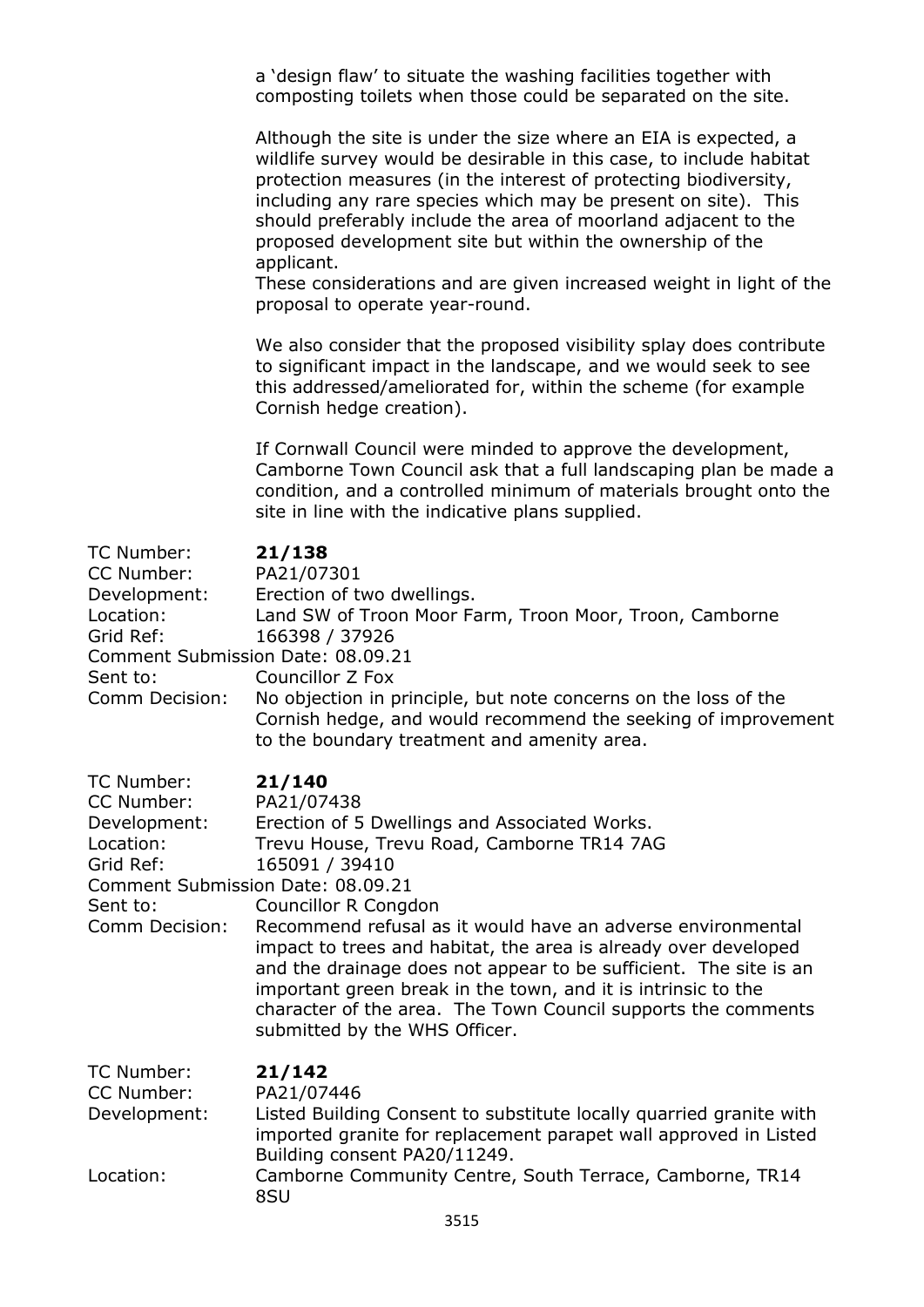a 'design flaw' to situate the washing facilities together with composting toilets when those could be separated on the site.

Although the site is under the size where an EIA is expected, a wildlife survey would be desirable in this case, to include habitat protection measures (in the interest of protecting biodiversity, including any rare species which may be present on site). This should preferably include the area of moorland adjacent to the proposed development site but within the ownership of the applicant.
These considerations and are given increased weight in light of the proposal to operate year-round.

We also consider that the proposed visibility splay does contribute to significant impact in the landscape, and we would seek to see this addressed/ameliorated for, within the scheme (for example Cornish hedge creation).

If Cornwall Council were minded to approve the development, Camborne Town Council ask that a full landscaping plan be made a condition, and a controlled minimum of materials brought onto the site in line with the indicative plans supplied.

TC Number: **21/138**
CC Number: PA21/07301
Development: Erection of two dwellings.
Location: Land SW of Troon Moor Farm, Troon Moor, Troon, Camborne
Grid Ref: 166398 / 37926
Comment Submission Date: 08.09.21
Sent to: Councillor Z Fox
Comm Decision: No objection in principle, but note concerns on the loss of the Cornish hedge, and would recommend the seeking of improvement to the boundary treatment and amenity area.

TC Number: **21/140**
CC Number: PA21/07438
Development: Erection of 5 Dwellings and Associated Works.
Location: Trevu House, Trevu Road, Camborne TR14 7AG
Grid Ref: 165091 / 39410
Comment Submission Date: 08.09.21
Sent to: Councillor R Congdon
Comm Decision: Recommend refusal as it would have an adverse environmental impact to trees and habitat, the area is already over developed and the drainage does not appear to be sufficient. The site is an important green break in the town, and it is intrinsic to the character of the area. The Town Council supports the comments submitted by the WHS Officer.

TC Number: **21/142**
CC Number: PA21/07446
Development: Listed Building Consent to substitute locally quarried granite with imported granite for replacement parapet wall approved in Listed Building consent PA20/11249.
Location: Camborne Community Centre, South Terrace, Camborne, TR14 8SU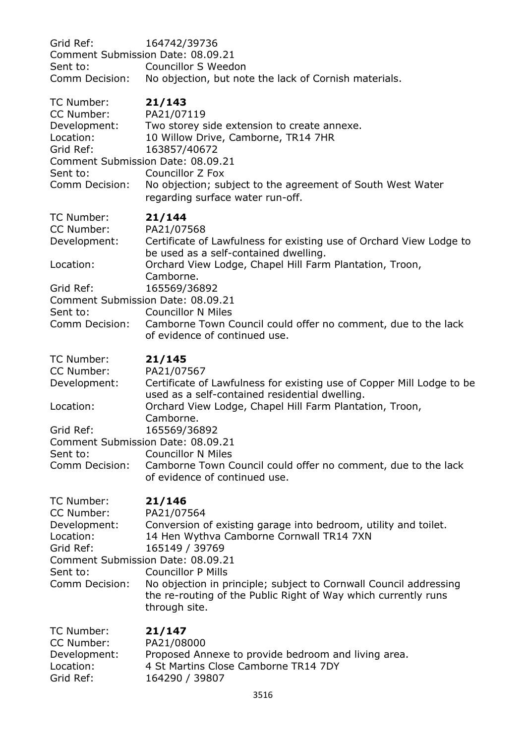Grid Ref: 164742/39736
Comment Submission Date: 08.09.21
Sent to: Councillor S Weedon
Comm Decision: No objection, but note the lack of Cornish materials.

TC Number: **21/143**
CC Number: PA21/07119
Development: Two storey side extension to create annexe.
Location: 10 Willow Drive, Camborne, TR14 7HR
Grid Ref: 163857/40672
Comment Submission Date: 08.09.21
Sent to: Councillor Z Fox
Comm Decision: No objection; subject to the agreement of South West Water regarding surface water run-off.

TC Number: **21/144**
CC Number: PA21/07568
Development: Certificate of Lawfulness for existing use of Orchard View Lodge to be used as a self-contained dwelling.
Location: Orchard View Lodge, Chapel Hill Farm Plantation, Troon, Camborne.
Grid Ref: 165569/36892
Comment Submission Date: 08.09.21
Sent to: Councillor N Miles
Comm Decision: Camborne Town Council could offer no comment, due to the lack of evidence of continued use.

TC Number: **21/145**
CC Number: PA21/07567
Development: Certificate of Lawfulness for existing use of Copper Mill Lodge to be used as a self-contained residential dwelling.
Location: Orchard View Lodge, Chapel Hill Farm Plantation, Troon, Camborne.
Grid Ref: 165569/36892
Comment Submission Date: 08.09.21
Sent to: Councillor N Miles
Comm Decision: Camborne Town Council could offer no comment, due to the lack of evidence of continued use.

TC Number: **21/146**
CC Number: PA21/07564
Development: Conversion of existing garage into bedroom, utility and toilet.
Location: 14 Hen Wythva Camborne Cornwall TR14 7XN
Grid Ref: 165149 / 39769
Comment Submission Date: 08.09.21
Sent to: Councillor P Mills
Comm Decision: No objection in principle; subject to Cornwall Council addressing the re-routing of the Public Right of Way which currently runs through site.

TC Number: **21/147**
CC Number: PA21/08000
Development: Proposed Annexe to provide bedroom and living area.
Location: 4 St Martins Close Camborne TR14 7DY
Grid Ref: 164290 / 39807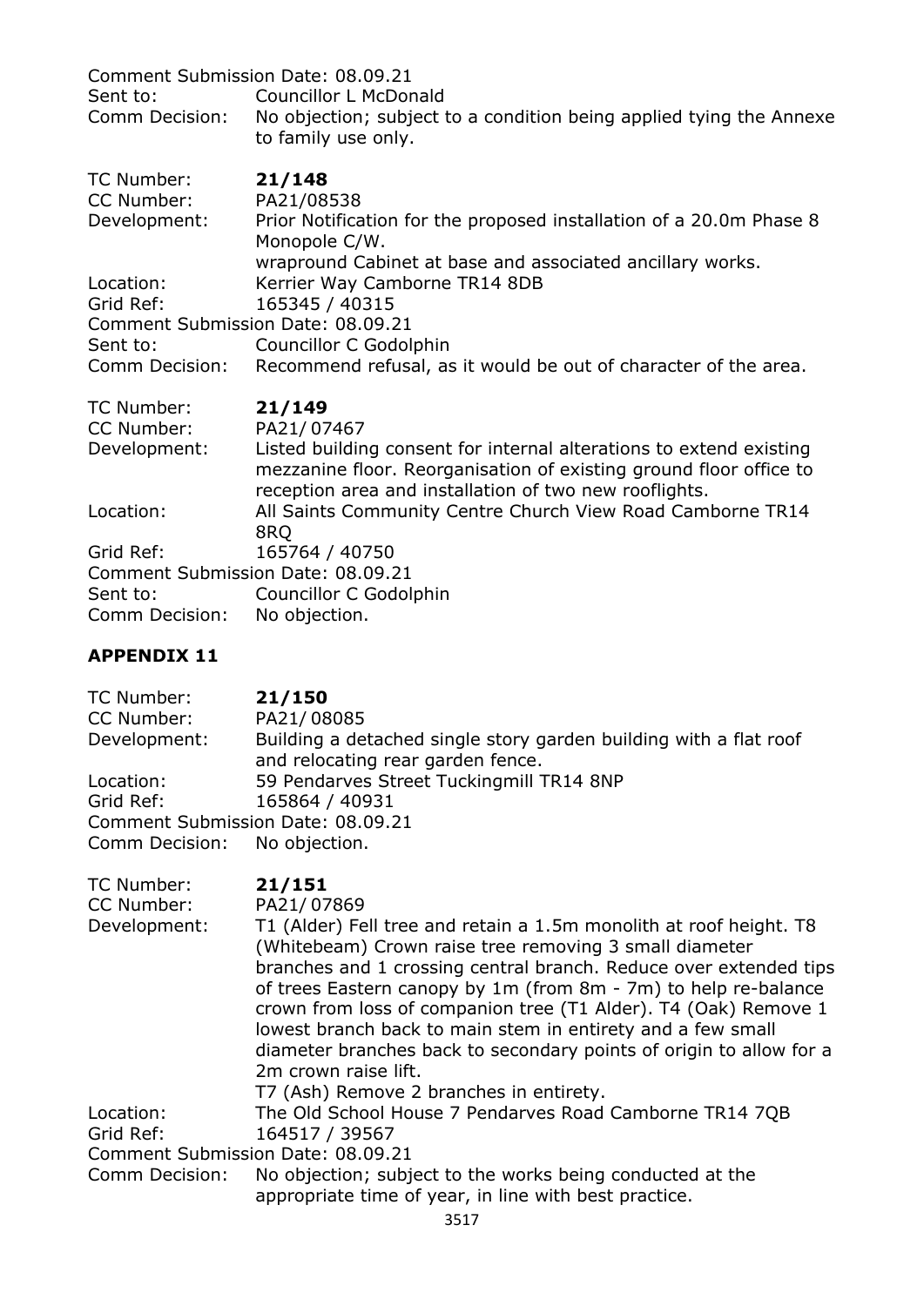Comment Submission Date: 08.09.21
Sent to: Councillor L McDonald
Comm Decision: No objection; subject to a condition being applied tying the Annexe to family use only.

TC Number: **21/148**
CC Number: PA21/08538
Development: Prior Notification for the proposed installation of a 20.0m Phase 8 Monopole C/W.
wrapround Cabinet at base and associated ancillary works.
Location: Kerrier Way Camborne TR14 8DB
Grid Ref: 165345 / 40315
Comment Submission Date: 08.09.21
Sent to: Councillor C Godolphin
Comm Decision: Recommend refusal, as it would be out of character of the area.

TC Number: **21/149**
CC Number: PA21/ 07467
Development: Listed building consent for internal alterations to extend existing mezzanine floor. Reorganisation of existing ground floor office to reception area and installation of two new rooflights.
Location: All Saints Community Centre Church View Road Camborne TR14 8RQ
Grid Ref: 165764 / 40750
Comment Submission Date: 08.09.21
Sent to: Councillor C Godolphin
Comm Decision: No objection.

**APPENDIX 11**

TC Number: **21/150**
CC Number: PA21/ 08085
Development: Building a detached single story garden building with a flat roof and relocating rear garden fence.
Location: 59 Pendarves Street Tuckingmill TR14 8NP
Grid Ref: 165864 / 40931
Comment Submission Date: 08.09.21
Comm Decision: No objection.

TC Number: **21/151**
CC Number: PA21/ 07869
Development: T1 (Alder) Fell tree and retain a 1.5m monolith at roof height. T8 (Whitebeam) Crown raise tree removing 3 small diameter branches and 1 crossing central branch. Reduce over extended tips of trees Eastern canopy by 1m (from 8m - 7m) to help re-balance crown from loss of companion tree (T1 Alder). T4 (Oak) Remove 1 lowest branch back to main stem in entirety and a few small diameter branches back to secondary points of origin to allow for a 2m crown raise lift.
T7 (Ash) Remove 2 branches in entirety.
Location: The Old School House 7 Pendarves Road Camborne TR14 7QB
Grid Ref: 164517 / 39567
Comment Submission Date: 08.09.21
Comm Decision: No objection; subject to the works being conducted at the appropriate time of year, in line with best practice.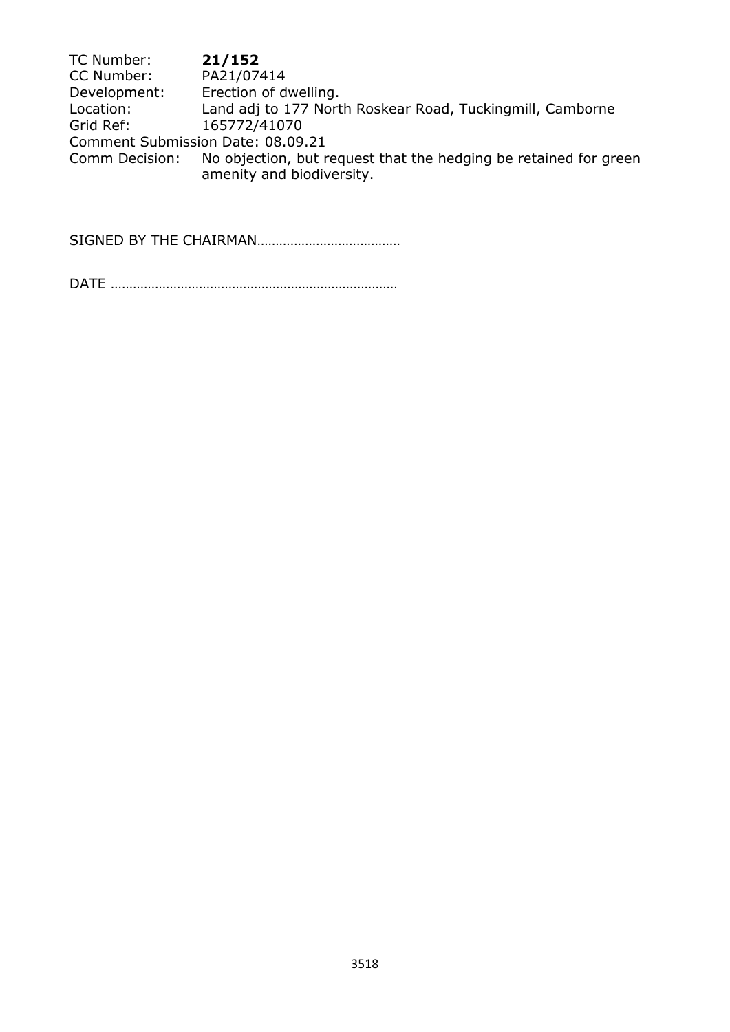TC Number: **21/152**
CC Number: PA21/07414
Development: Erection of dwelling.
Location: Land adj to 177 North Roskear Road, Tuckingmill, Camborne
Grid Ref: 165772/41070
Comment Submission Date: 08.09.21
Comm Decision: No objection, but request that the hedging be retained for green amenity and biodiversity.

SIGNED BY THE CHAIRMAN……………………………………

DATE ……………………………………………………………………